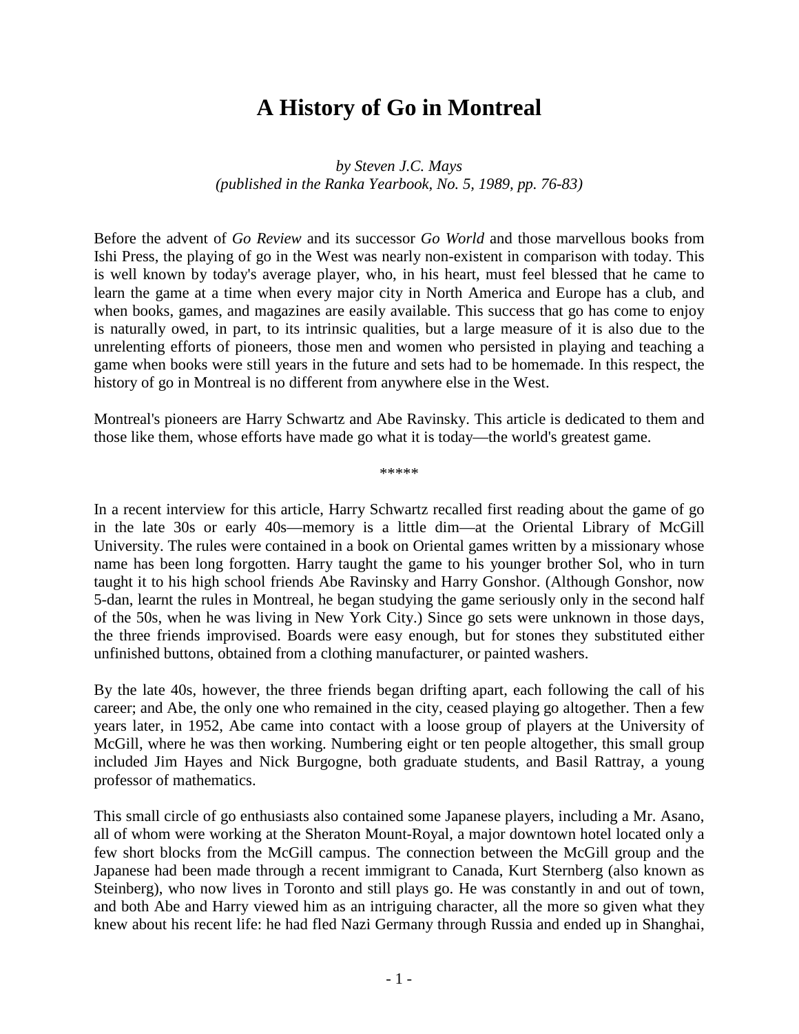# A History of Go in Montreal

*by Steven J.C. Mays*
*(published in the Ranka Yearbook, No. 5, 1989, pp. 76-83)*

Before the advent of *Go Review* and its successor *Go World* and those marvellous books from Ishi Press, the playing of go in the West was nearly non-existent in comparison with today. This is well known by today's average player, who, in his heart, must feel blessed that he came to learn the game at a time when every major city in North America and Europe has a club, and when books, games, and magazines are easily available. This success that go has come to enjoy is naturally owed, in part, to its intrinsic qualities, but a large measure of it is also due to the unrelenting efforts of pioneers, those men and women who persisted in playing and teaching a game when books were still years in the future and sets had to be homemade. In this respect, the history of go in Montreal is no different from anywhere else in the West.

Montreal's pioneers are Harry Schwartz and Abe Ravinsky. This article is dedicated to them and those like them, whose efforts have made go what it is today—the world's greatest game.

*****

In a recent interview for this article, Harry Schwartz recalled first reading about the game of go in the late 30s or early 40s—memory is a little dim—at the Oriental Library of McGill University. The rules were contained in a book on Oriental games written by a missionary whose name has been long forgotten. Harry taught the game to his younger brother Sol, who in turn taught it to his high school friends Abe Ravinsky and Harry Gonshor. (Although Gonshor, now 5-dan, learnt the rules in Montreal, he began studying the game seriously only in the second half of the 50s, when he was living in New York City.) Since go sets were unknown in those days, the three friends improvised. Boards were easy enough, but for stones they substituted either unfinished buttons, obtained from a clothing manufacturer, or painted washers.

By the late 40s, however, the three friends began drifting apart, each following the call of his career; and Abe, the only one who remained in the city, ceased playing go altogether. Then a few years later, in 1952, Abe came into contact with a loose group of players at the University of McGill, where he was then working. Numbering eight or ten people altogether, this small group included Jim Hayes and Nick Burgogne, both graduate students, and Basil Rattray, a young professor of mathematics.

This small circle of go enthusiasts also contained some Japanese players, including a Mr. Asano, all of whom were working at the Sheraton Mount-Royal, a major downtown hotel located only a few short blocks from the McGill campus. The connection between the McGill group and the Japanese had been made through a recent immigrant to Canada, Kurt Sternberg (also known as Steinberg), who now lives in Toronto and still plays go. He was constantly in and out of town, and both Abe and Harry viewed him as an intriguing character, all the more so given what they knew about his recent life: he had fled Nazi Germany through Russia and ended up in Shanghai,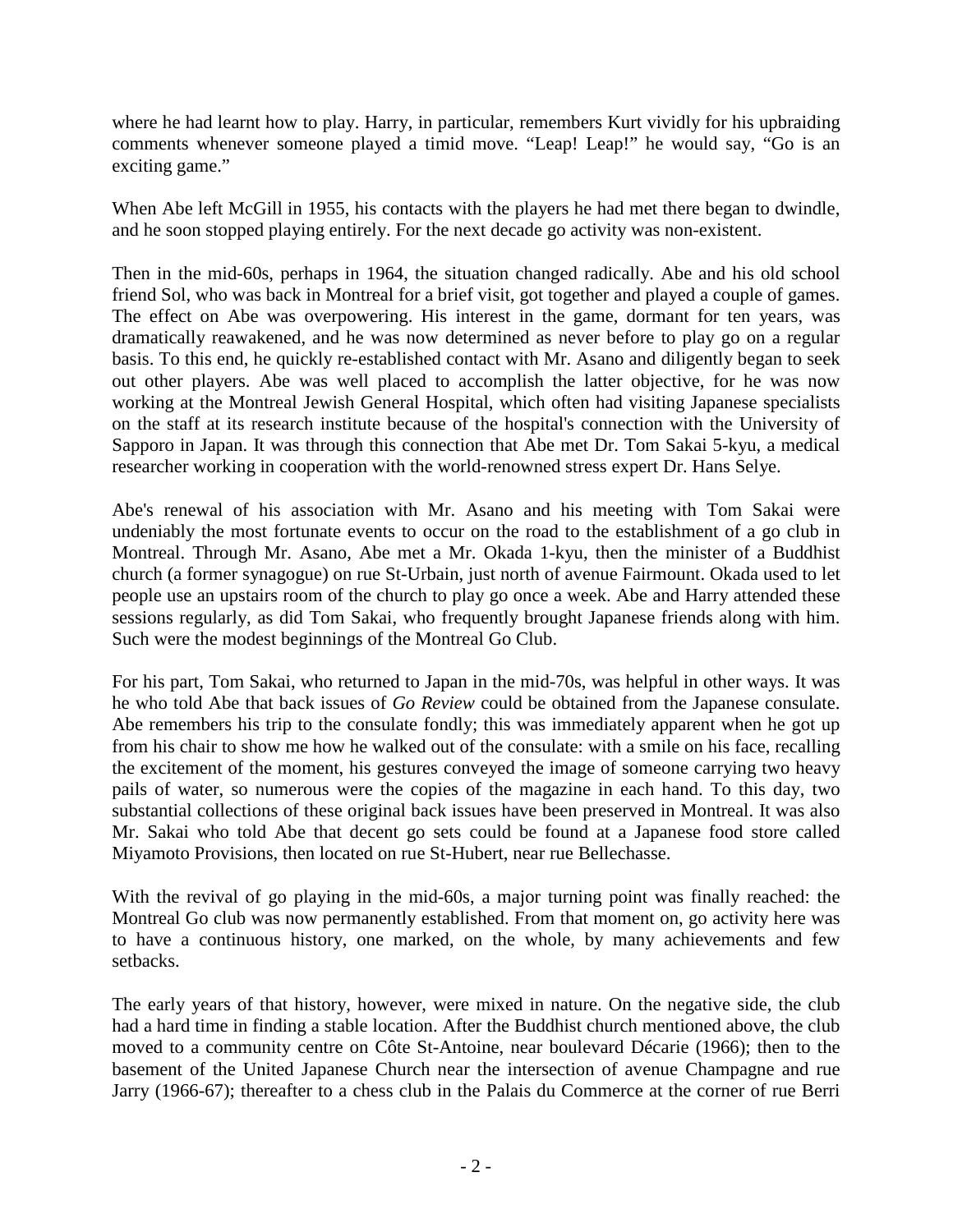where he had learnt how to play. Harry, in particular, remembers Kurt vividly for his upbraiding comments whenever someone played a timid move. “Leap! Leap!” he would say, “Go is an exciting game.”

When Abe left McGill in 1955, his contacts with the players he had met there began to dwindle, and he soon stopped playing entirely. For the next decade go activity was non-existent.

Then in the mid-60s, perhaps in 1964, the situation changed radically. Abe and his old school friend Sol, who was back in Montreal for a brief visit, got together and played a couple of games. The effect on Abe was overpowering. His interest in the game, dormant for ten years, was dramatically reawakened, and he was now determined as never before to play go on a regular basis. To this end, he quickly re-established contact with Mr. Asano and diligently began to seek out other players. Abe was well placed to accomplish the latter objective, for he was now working at the Montreal Jewish General Hospital, which often had visiting Japanese specialists on the staff at its research institute because of the hospital's connection with the University of Sapporo in Japan. It was through this connection that Abe met Dr. Tom Sakai 5-kyu, a medical researcher working in cooperation with the world-renowned stress expert Dr. Hans Selye.

Abe's renewal of his association with Mr. Asano and his meeting with Tom Sakai were undeniably the most fortunate events to occur on the road to the establishment of a go club in Montreal. Through Mr. Asano, Abe met a Mr. Okada 1-kyu, then the minister of a Buddhist church (a former synagogue) on rue St-Urbain, just north of avenue Fairmount. Okada used to let people use an upstairs room of the church to play go once a week. Abe and Harry attended these sessions regularly, as did Tom Sakai, who frequently brought Japanese friends along with him. Such were the modest beginnings of the Montreal Go Club.

For his part, Tom Sakai, who returned to Japan in the mid-70s, was helpful in other ways. It was he who told Abe that back issues of *Go Review* could be obtained from the Japanese consulate. Abe remembers his trip to the consulate fondly; this was immediately apparent when he got up from his chair to show me how he walked out of the consulate: with a smile on his face, recalling the excitement of the moment, his gestures conveyed the image of someone carrying two heavy pails of water, so numerous were the copies of the magazine in each hand. To this day, two substantial collections of these original back issues have been preserved in Montreal. It was also Mr. Sakai who told Abe that decent go sets could be found at a Japanese food store called Miyamoto Provisions, then located on rue St-Hubert, near rue Bellechasse.

With the revival of go playing in the mid-60s, a major turning point was finally reached: the Montreal Go club was now permanently established. From that moment on, go activity here was to have a continuous history, one marked, on the whole, by many achievements and few setbacks.

The early years of that history, however, were mixed in nature. On the negative side, the club had a hard time in finding a stable location. After the Buddhist church mentioned above, the club moved to a community centre on Côte St-Antoine, near boulevard Décarie (1966); then to the basement of the United Japanese Church near the intersection of avenue Champagne and rue Jarry (1966-67); thereafter to a chess club in the Palais du Commerce at the corner of rue Berri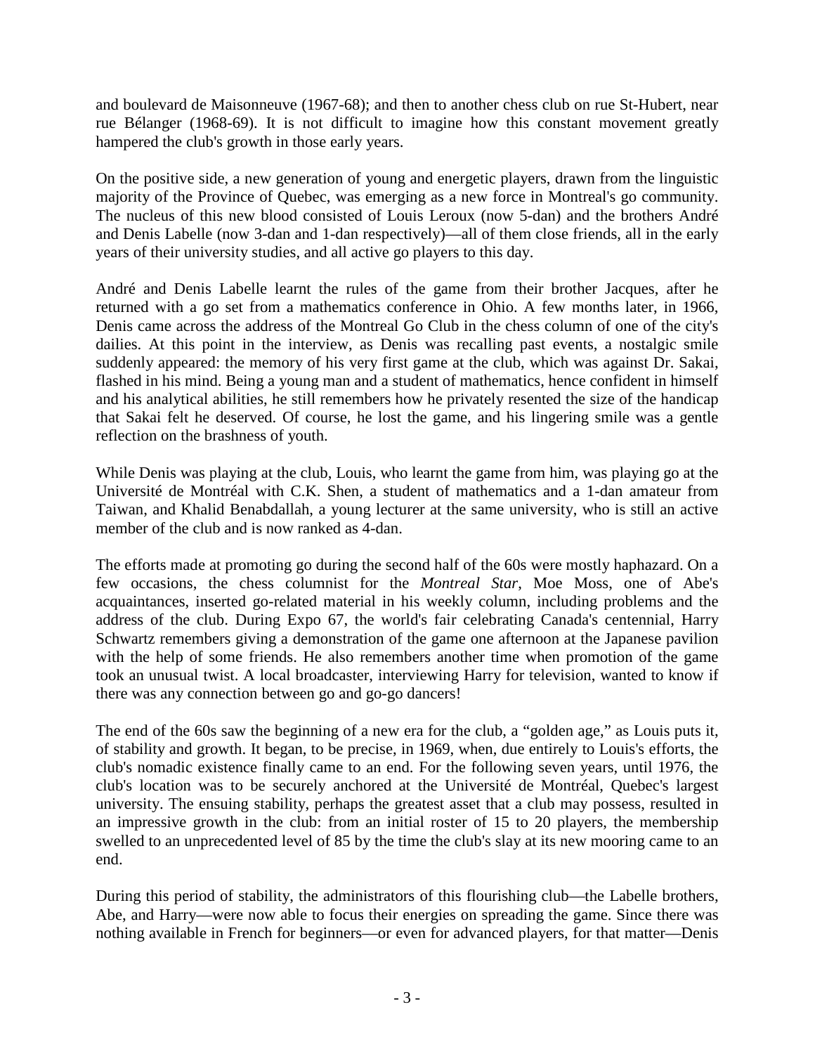and boulevard de Maisonneuve (1967-68); and then to another chess club on rue St-Hubert, near rue Bélanger (1968-69). It is not difficult to imagine how this constant movement greatly hampered the club's growth in those early years.

On the positive side, a new generation of young and energetic players, drawn from the linguistic majority of the Province of Quebec, was emerging as a new force in Montreal's go community. The nucleus of this new blood consisted of Louis Leroux (now 5-dan) and the brothers André and Denis Labelle (now 3-dan and 1-dan respectively)—all of them close friends, all in the early years of their university studies, and all active go players to this day.

André and Denis Labelle learnt the rules of the game from their brother Jacques, after he returned with a go set from a mathematics conference in Ohio. A few months later, in 1966, Denis came across the address of the Montreal Go Club in the chess column of one of the city's dailies. At this point in the interview, as Denis was recalling past events, a nostalgic smile suddenly appeared: the memory of his very first game at the club, which was against Dr. Sakai, flashed in his mind. Being a young man and a student of mathematics, hence confident in himself and his analytical abilities, he still remembers how he privately resented the size of the handicap that Sakai felt he deserved. Of course, he lost the game, and his lingering smile was a gentle reflection on the brashness of youth.

While Denis was playing at the club, Louis, who learnt the game from him, was playing go at the Université de Montréal with C.K. Shen, a student of mathematics and a 1-dan amateur from Taiwan, and Khalid Benabdallah, a young lecturer at the same university, who is still an active member of the club and is now ranked as 4-dan.

The efforts made at promoting go during the second half of the 60s were mostly haphazard. On a few occasions, the chess columnist for the *Montreal Star*, Moe Moss, one of Abe's acquaintances, inserted go-related material in his weekly column, including problems and the address of the club. During Expo 67, the world's fair celebrating Canada's centennial, Harry Schwartz remembers giving a demonstration of the game one afternoon at the Japanese pavilion with the help of some friends. He also remembers another time when promotion of the game took an unusual twist. A local broadcaster, interviewing Harry for television, wanted to know if there was any connection between go and go-go dancers!

The end of the 60s saw the beginning of a new era for the club, a "golden age," as Louis puts it, of stability and growth. It began, to be precise, in 1969, when, due entirely to Louis's efforts, the club's nomadic existence finally came to an end. For the following seven years, until 1976, the club's location was to be securely anchored at the Université de Montréal, Quebec's largest university. The ensuing stability, perhaps the greatest asset that a club may possess, resulted in an impressive growth in the club: from an initial roster of 15 to 20 players, the membership swelled to an unprecedented level of 85 by the time the club's slay at its new mooring came to an end.

During this period of stability, the administrators of this flourishing club—the Labelle brothers, Abe, and Harry—were now able to focus their energies on spreading the game. Since there was nothing available in French for beginners—or even for advanced players, for that matter—Denis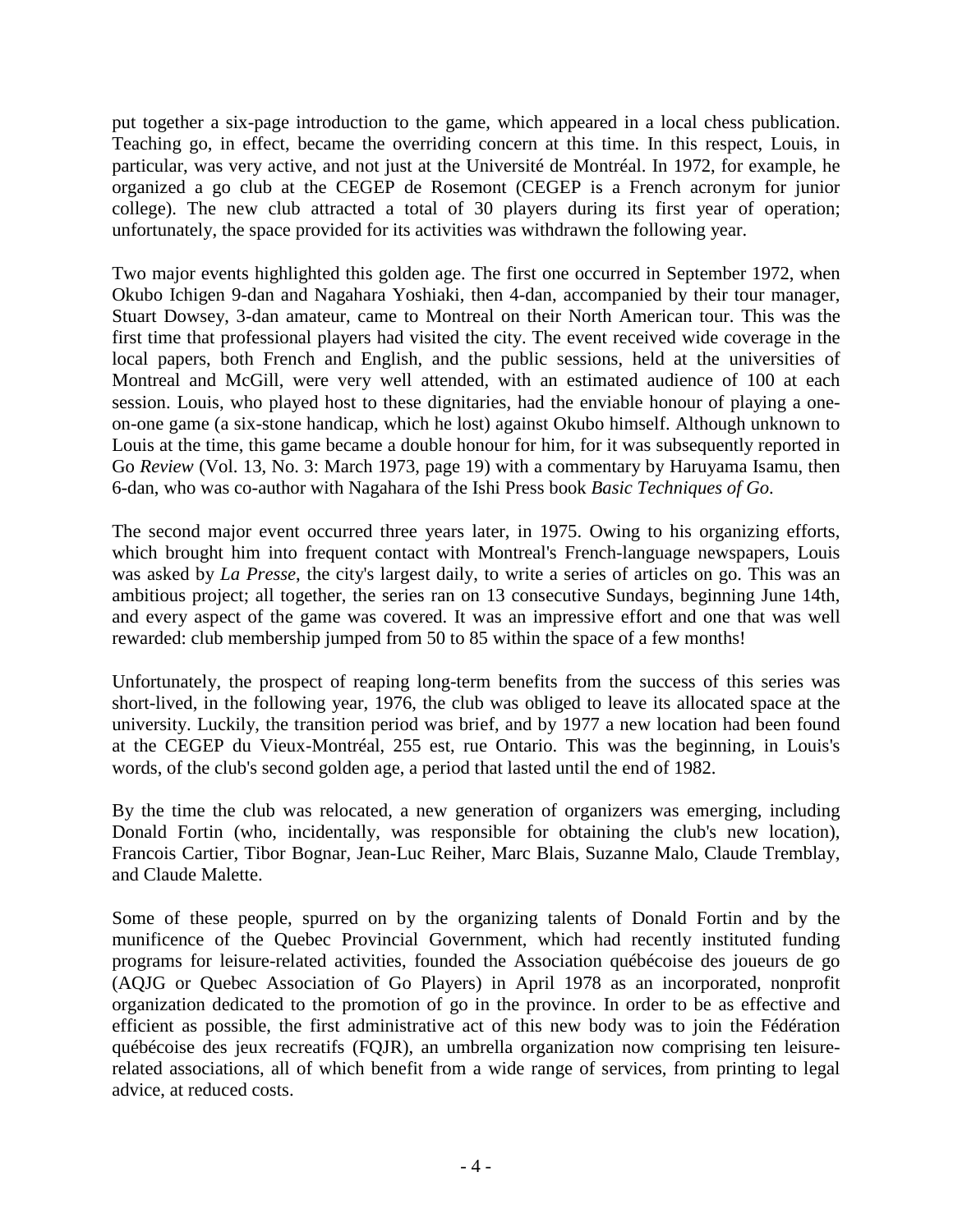put together a six-page introduction to the game, which appeared in a local chess publication. Teaching go, in effect, became the overriding concern at this time. In this respect, Louis, in particular, was very active, and not just at the Université de Montréal. In 1972, for example, he organized a go club at the CEGEP de Rosemont (CEGEP is a French acronym for junior college). The new club attracted a total of 30 players during its first year of operation; unfortunately, the space provided for its activities was withdrawn the following year.

Two major events highlighted this golden age. The first one occurred in September 1972, when Okubo Ichigen 9-dan and Nagahara Yoshiaki, then 4-dan, accompanied by their tour manager, Stuart Dowsey, 3-dan amateur, came to Montreal on their North American tour. This was the first time that professional players had visited the city. The event received wide coverage in the local papers, both French and English, and the public sessions, held at the universities of Montreal and McGill, were very well attended, with an estimated audience of 100 at each session. Louis, who played host to these dignitaries, had the enviable honour of playing a one-on-one game (a six-stone handicap, which he lost) against Okubo himself. Although unknown to Louis at the time, this game became a double honour for him, for it was subsequently reported in Go *Review* (Vol. 13, No. 3: March 1973, page 19) with a commentary by Haruyama Isamu, then 6-dan, who was co-author with Nagahara of the Ishi Press book *Basic Techniques of Go*.

The second major event occurred three years later, in 1975. Owing to his organizing efforts, which brought him into frequent contact with Montreal's French-language newspapers, Louis was asked by *La Presse*, the city's largest daily, to write a series of articles on go. This was an ambitious project; all together, the series ran on 13 consecutive Sundays, beginning June 14th, and every aspect of the game was covered. It was an impressive effort and one that was well rewarded: club membership jumped from 50 to 85 within the space of a few months!

Unfortunately, the prospect of reaping long-term benefits from the success of this series was short-lived, in the following year, 1976, the club was obliged to leave its allocated space at the university. Luckily, the transition period was brief, and by 1977 a new location had been found at the CEGEP du Vieux-Montréal, 255 est, rue Ontario. This was the beginning, in Louis's words, of the club's second golden age, a period that lasted until the end of 1982.

By the time the club was relocated, a new generation of organizers was emerging, including Donald Fortin (who, incidentally, was responsible for obtaining the club's new location), Francois Cartier, Tibor Bognar, Jean-Luc Reiher, Marc Blais, Suzanne Malo, Claude Tremblay, and Claude Malette.

Some of these people, spurred on by the organizing talents of Donald Fortin and by the munificence of the Quebec Provincial Government, which had recently instituted funding programs for leisure-related activities, founded the Association québécoise des joueurs de go (AQJG or Quebec Association of Go Players) in April 1978 as an incorporated, nonprofit organization dedicated to the promotion of go in the province. In order to be as effective and efficient as possible, the first administrative act of this new body was to join the Fédération québécoise des jeux recreatifs (FQJR), an umbrella organization now comprising ten leisure-related associations, all of which benefit from a wide range of services, from printing to legal advice, at reduced costs.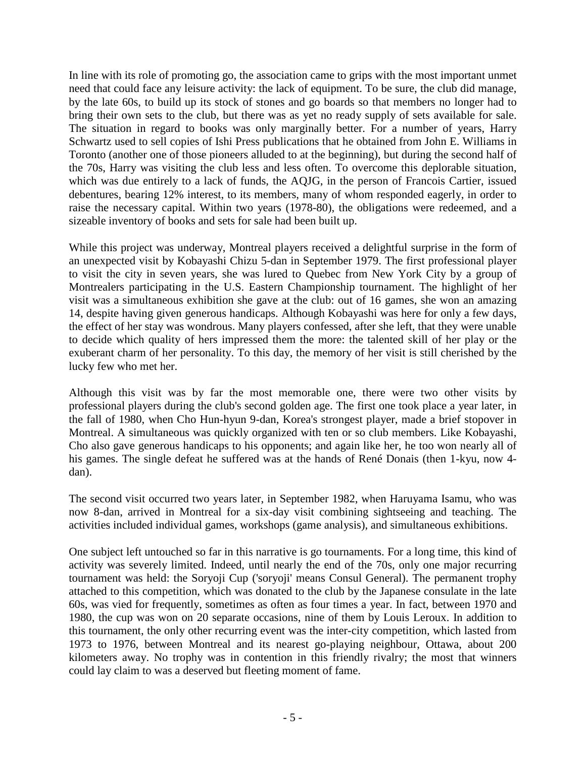In line with its role of promoting go, the association came to grips with the most important unmet need that could face any leisure activity: the lack of equipment. To be sure, the club did manage, by the late 60s, to build up its stock of stones and go boards so that members no longer had to bring their own sets to the club, but there was as yet no ready supply of sets available for sale. The situation in regard to books was only marginally better. For a number of years, Harry Schwartz used to sell copies of Ishi Press publications that he obtained from John E. Williams in Toronto (another one of those pioneers alluded to at the beginning), but during the second half of the 70s, Harry was visiting the club less and less often. To overcome this deplorable situation, which was due entirely to a lack of funds, the AQJG, in the person of Francois Cartier, issued debentures, bearing 12% interest, to its members, many of whom responded eagerly, in order to raise the necessary capital. Within two years (1978-80), the obligations were redeemed, and a sizeable inventory of books and sets for sale had been built up.

While this project was underway, Montreal players received a delightful surprise in the form of an unexpected visit by Kobayashi Chizu 5-dan in September 1979. The first professional player to visit the city in seven years, she was lured to Quebec from New York City by a group of Montrealers participating in the U.S. Eastern Championship tournament. The highlight of her visit was a simultaneous exhibition she gave at the club: out of 16 games, she won an amazing 14, despite having given generous handicaps. Although Kobayashi was here for only a few days, the effect of her stay was wondrous. Many players confessed, after she left, that they were unable to decide which quality of hers impressed them the more: the talented skill of her play or the exuberant charm of her personality. To this day, the memory of her visit is still cherished by the lucky few who met her.

Although this visit was by far the most memorable one, there were two other visits by professional players during the club's second golden age. The first one took place a year later, in the fall of 1980, when Cho Hun-hyun 9-dan, Korea's strongest player, made a brief stopover in Montreal. A simultaneous was quickly organized with ten or so club members. Like Kobayashi, Cho also gave generous handicaps to his opponents; and again like her, he too won nearly all of his games. The single defeat he suffered was at the hands of René Donais (then 1-kyu, now 4-dan).

The second visit occurred two years later, in September 1982, when Haruyama Isamu, who was now 8-dan, arrived in Montreal for a six-day visit combining sightseeing and teaching. The activities included individual games, workshops (game analysis), and simultaneous exhibitions.

One subject left untouched so far in this narrative is go tournaments. For a long time, this kind of activity was severely limited. Indeed, until nearly the end of the 70s, only one major recurring tournament was held: the Soryoji Cup ('soryoji' means Consul General). The permanent trophy attached to this competition, which was donated to the club by the Japanese consulate in the late 60s, was vied for frequently, sometimes as often as four times a year. In fact, between 1970 and 1980, the cup was won on 20 separate occasions, nine of them by Louis Leroux. In addition to this tournament, the only other recurring event was the inter-city competition, which lasted from 1973 to 1976, between Montreal and its nearest go-playing neighbour, Ottawa, about 200 kilometers away. No trophy was in contention in this friendly rivalry; the most that winners could lay claim to was a deserved but fleeting moment of fame.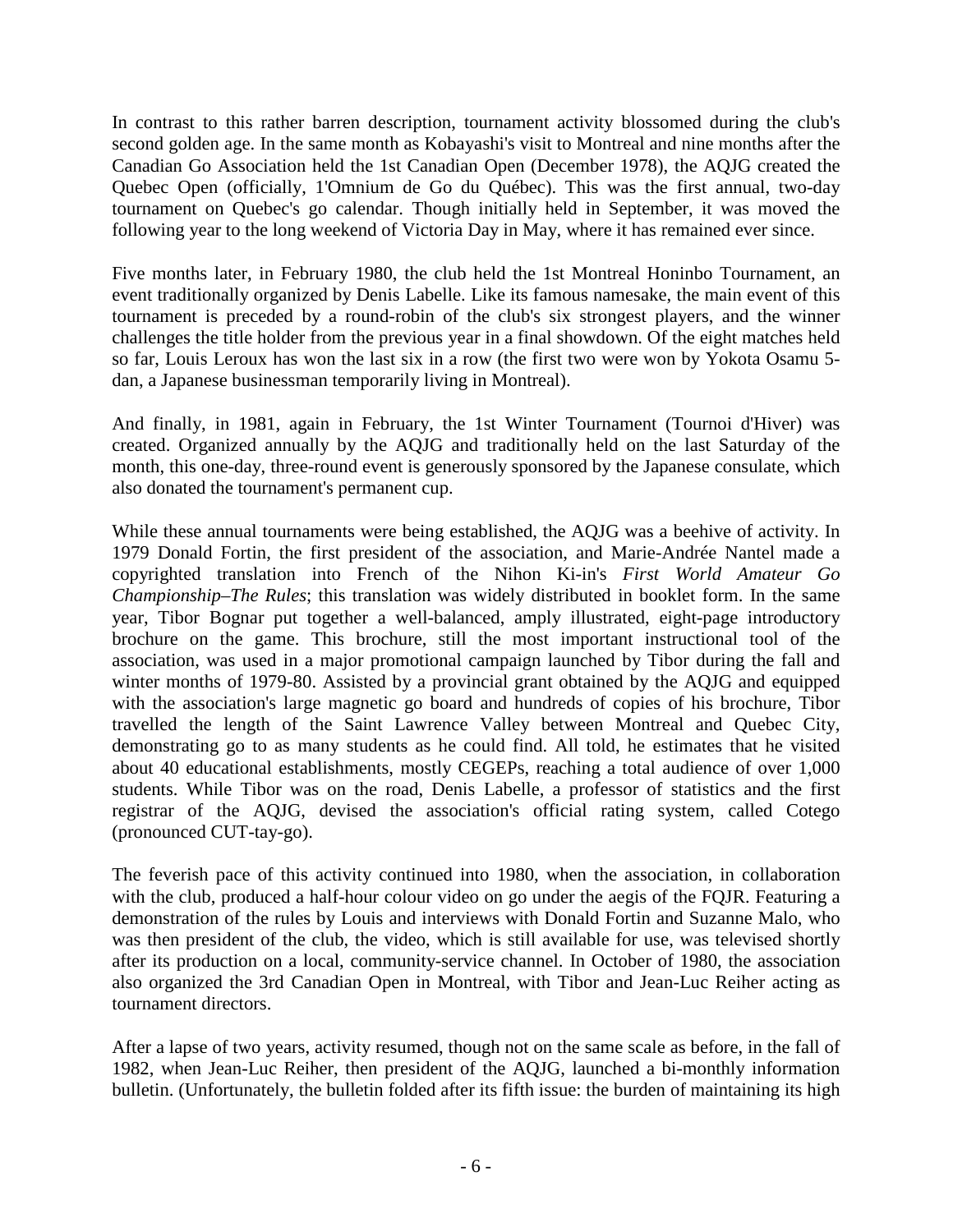In contrast to this rather barren description, tournament activity blossomed during the club's second golden age. In the same month as Kobayashi's visit to Montreal and nine months after the Canadian Go Association held the 1st Canadian Open (December 1978), the AQJG created the Quebec Open (officially, 1'Omnium de Go du Québec). This was the first annual, two-day tournament on Quebec's go calendar. Though initially held in September, it was moved the following year to the long weekend of Victoria Day in May, where it has remained ever since.

Five months later, in February 1980, the club held the 1st Montreal Honinbo Tournament, an event traditionally organized by Denis Labelle. Like its famous namesake, the main event of this tournament is preceded by a round-robin of the club's six strongest players, and the winner challenges the title holder from the previous year in a final showdown. Of the eight matches held so far, Louis Leroux has won the last six in a row (the first two were won by Yokota Osamu 5-dan, a Japanese businessman temporarily living in Montreal).

And finally, in 1981, again in February, the 1st Winter Tournament (Tournoi d'Hiver) was created. Organized annually by the AQJG and traditionally held on the last Saturday of the month, this one-day, three-round event is generously sponsored by the Japanese consulate, which also donated the tournament's permanent cup.

While these annual tournaments were being established, the AQJG was a beehive of activity. In 1979 Donald Fortin, the first president of the association, and Marie-Andrée Nantel made a copyrighted translation into French of the Nihon Ki-in's *First World Amateur Go Championship–The Rules*; this translation was widely distributed in booklet form. In the same year, Tibor Bognar put together a well-balanced, amply illustrated, eight-page introductory brochure on the game. This brochure, still the most important instructional tool of the association, was used in a major promotional campaign launched by Tibor during the fall and winter months of 1979-80. Assisted by a provincial grant obtained by the AQJG and equipped with the association's large magnetic go board and hundreds of copies of his brochure, Tibor travelled the length of the Saint Lawrence Valley between Montreal and Quebec City, demonstrating go to as many students as he could find. All told, he estimates that he visited about 40 educational establishments, mostly CEGEPs, reaching a total audience of over 1,000 students. While Tibor was on the road, Denis Labelle, a professor of statistics and the first registrar of the AQJG, devised the association's official rating system, called Cotego (pronounced CUT-tay-go).

The feverish pace of this activity continued into 1980, when the association, in collaboration with the club, produced a half-hour colour video on go under the aegis of the FQJR. Featuring a demonstration of the rules by Louis and interviews with Donald Fortin and Suzanne Malo, who was then president of the club, the video, which is still available for use, was televised shortly after its production on a local, community-service channel. In October of 1980, the association also organized the 3rd Canadian Open in Montreal, with Tibor and Jean-Luc Reiher acting as tournament directors.

After a lapse of two years, activity resumed, though not on the same scale as before, in the fall of 1982, when Jean-Luc Reiher, then president of the AQJG, launched a bi-monthly information bulletin. (Unfortunately, the bulletin folded after its fifth issue: the burden of maintaining its high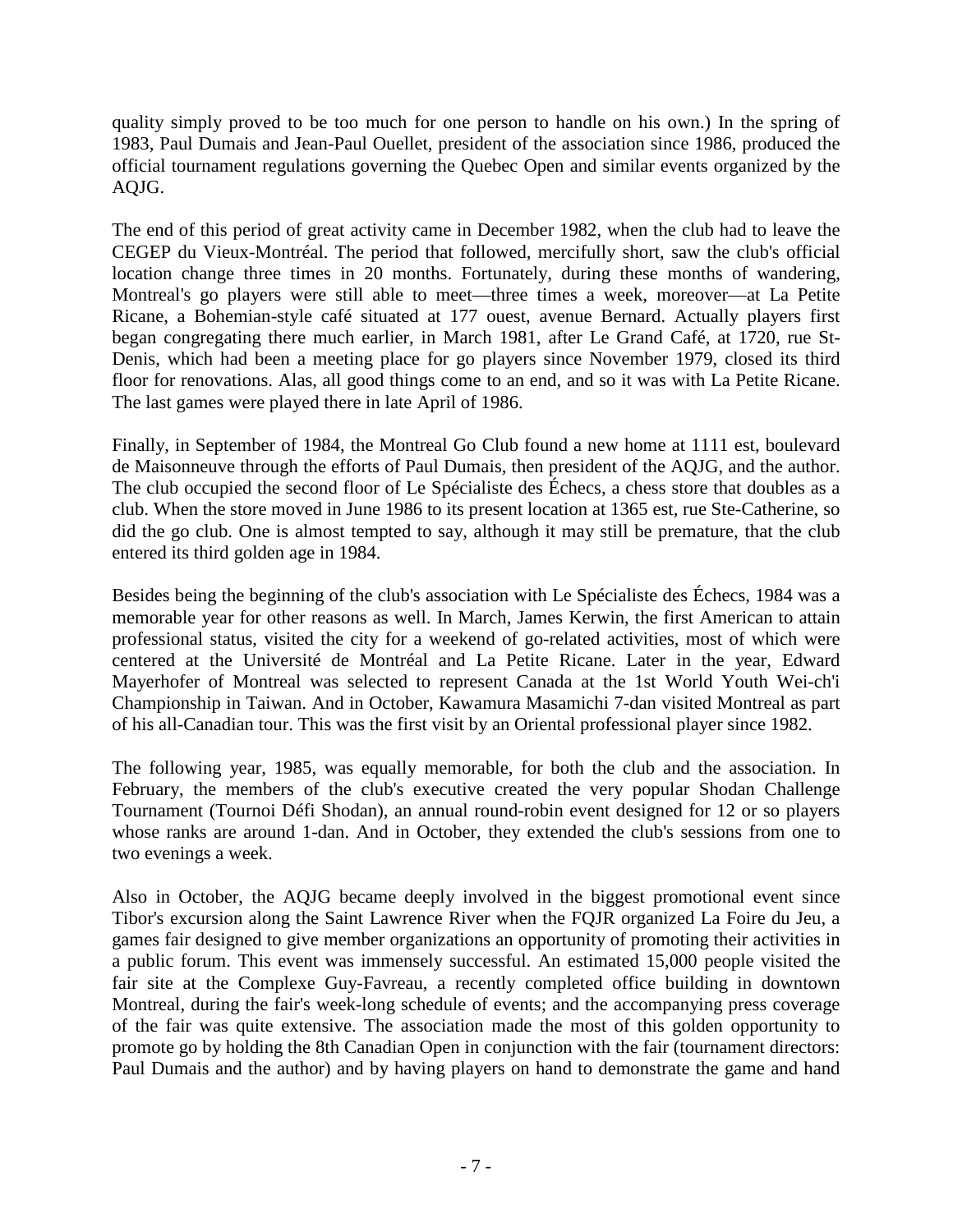quality simply proved to be too much for one person to handle on his own.) In the spring of 1983, Paul Dumais and Jean-Paul Ouellet, president of the association since 1986, produced the official tournament regulations governing the Quebec Open and similar events organized by the AQJG.

The end of this period of great activity came in December 1982, when the club had to leave the CEGEP du Vieux-Montréal. The period that followed, mercifully short, saw the club's official location change three times in 20 months. Fortunately, during these months of wandering, Montreal's go players were still able to meet—three times a week, moreover—at La Petite Ricane, a Bohemian-style café situated at 177 ouest, avenue Bernard. Actually players first began congregating there much earlier, in March 1981, after Le Grand Café, at 1720, rue St-Denis, which had been a meeting place for go players since November 1979, closed its third floor for renovations. Alas, all good things come to an end, and so it was with La Petite Ricane. The last games were played there in late April of 1986.

Finally, in September of 1984, the Montreal Go Club found a new home at 1111 est, boulevard de Maisonneuve through the efforts of Paul Dumais, then president of the AQJG, and the author. The club occupied the second floor of Le Spécialiste des Échecs, a chess store that doubles as a club. When the store moved in June 1986 to its present location at 1365 est, rue Ste-Catherine, so did the go club. One is almost tempted to say, although it may still be premature, that the club entered its third golden age in 1984.

Besides being the beginning of the club's association with Le Spécialiste des Échecs, 1984 was a memorable year for other reasons as well. In March, James Kerwin, the first American to attain professional status, visited the city for a weekend of go-related activities, most of which were centered at the Université de Montréal and La Petite Ricane. Later in the year, Edward Mayerhofer of Montreal was selected to represent Canada at the 1st World Youth Wei-ch'i Championship in Taiwan. And in October, Kawamura Masamichi 7-dan visited Montreal as part of his all-Canadian tour. This was the first visit by an Oriental professional player since 1982.

The following year, 1985, was equally memorable, for both the club and the association. In February, the members of the club's executive created the very popular Shodan Challenge Tournament (Tournoi Défi Shodan), an annual round-robin event designed for 12 or so players whose ranks are around 1-dan. And in October, they extended the club's sessions from one to two evenings a week.

Also in October, the AQJG became deeply involved in the biggest promotional event since Tibor's excursion along the Saint Lawrence River when the FQJR organized La Foire du Jeu, a games fair designed to give member organizations an opportunity of promoting their activities in a public forum. This event was immensely successful. An estimated 15,000 people visited the fair site at the Complexe Guy-Favreau, a recently completed office building in downtown Montreal, during the fair's week-long schedule of events; and the accompanying press coverage of the fair was quite extensive. The association made the most of this golden opportunity to promote go by holding the 8th Canadian Open in conjunction with the fair (tournament directors: Paul Dumais and the author) and by having players on hand to demonstrate the game and hand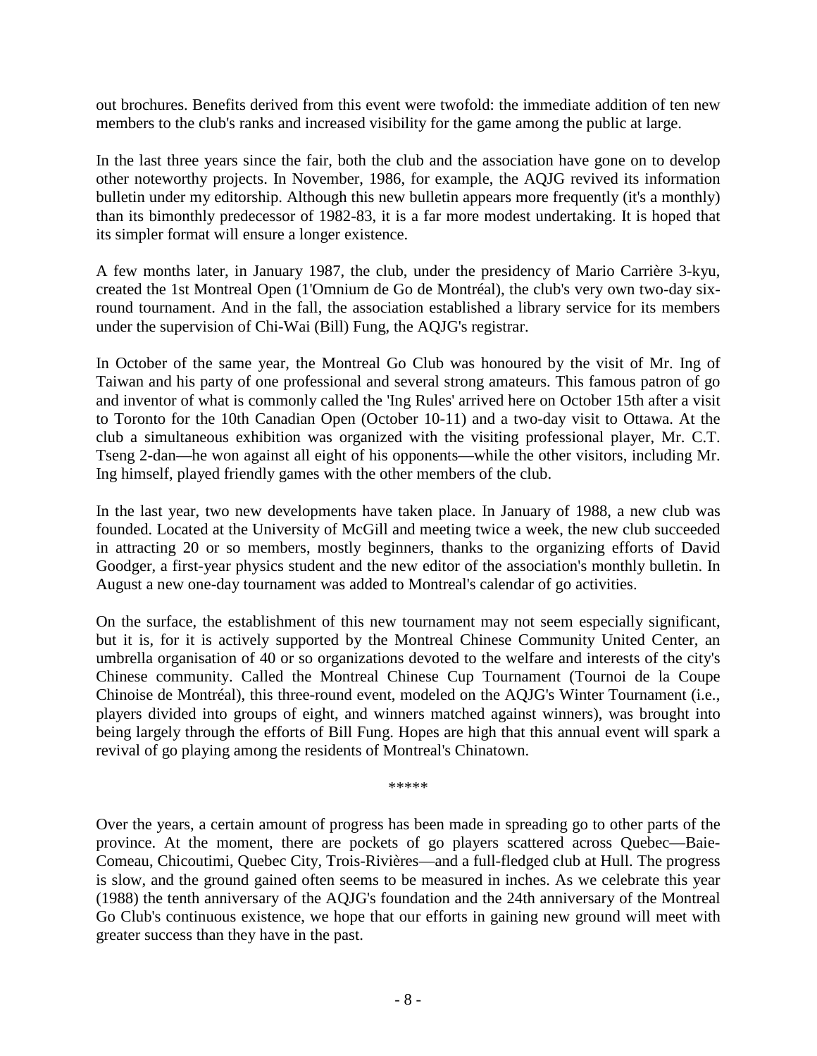out brochures. Benefits derived from this event were twofold: the immediate addition of ten new members to the club's ranks and increased visibility for the game among the public at large.

In the last three years since the fair, both the club and the association have gone on to develop other noteworthy projects. In November, 1986, for example, the AQJG revived its information bulletin under my editorship. Although this new bulletin appears more frequently (it's a monthly) than its bimonthly predecessor of 1982-83, it is a far more modest undertaking. It is hoped that its simpler format will ensure a longer existence.

A few months later, in January 1987, the club, under the presidency of Mario Carrière 3-kyu, created the 1st Montreal Open (1'Omnium de Go de Montréal), the club's very own two-day six-round tournament. And in the fall, the association established a library service for its members under the supervision of Chi-Wai (Bill) Fung, the AQJG's registrar.

In October of the same year, the Montreal Go Club was honoured by the visit of Mr. Ing of Taiwan and his party of one professional and several strong amateurs. This famous patron of go and inventor of what is commonly called the 'Ing Rules' arrived here on October 15th after a visit to Toronto for the 10th Canadian Open (October 10-11) and a two-day visit to Ottawa. At the club a simultaneous exhibition was organized with the visiting professional player, Mr. C.T. Tseng 2-dan—he won against all eight of his opponents—while the other visitors, including Mr. Ing himself, played friendly games with the other members of the club.

In the last year, two new developments have taken place. In January of 1988, a new club was founded. Located at the University of McGill and meeting twice a week, the new club succeeded in attracting 20 or so members, mostly beginners, thanks to the organizing efforts of David Goodger, a first-year physics student and the new editor of the association's monthly bulletin. In August a new one-day tournament was added to Montreal's calendar of go activities.

On the surface, the establishment of this new tournament may not seem especially significant, but it is, for it is actively supported by the Montreal Chinese Community United Center, an umbrella organisation of 40 or so organizations devoted to the welfare and interests of the city's Chinese community. Called the Montreal Chinese Cup Tournament (Tournoi de la Coupe Chinoise de Montréal), this three-round event, modeled on the AQJG's Winter Tournament (i.e., players divided into groups of eight, and winners matched against winners), was brought into being largely through the efforts of Bill Fung. Hopes are high that this annual event will spark a revival of go playing among the residents of Montreal's Chinatown.

*****

Over the years, a certain amount of progress has been made in spreading go to other parts of the province. At the moment, there are pockets of go players scattered across Quebec—Baie-Comeau, Chicoutimi, Quebec City, Trois-Rivières—and a full-fledged club at Hull. The progress is slow, and the ground gained often seems to be measured in inches. As we celebrate this year (1988) the tenth anniversary of the AQJG's foundation and the 24th anniversary of the Montreal Go Club's continuous existence, we hope that our efforts in gaining new ground will meet with greater success than they have in the past.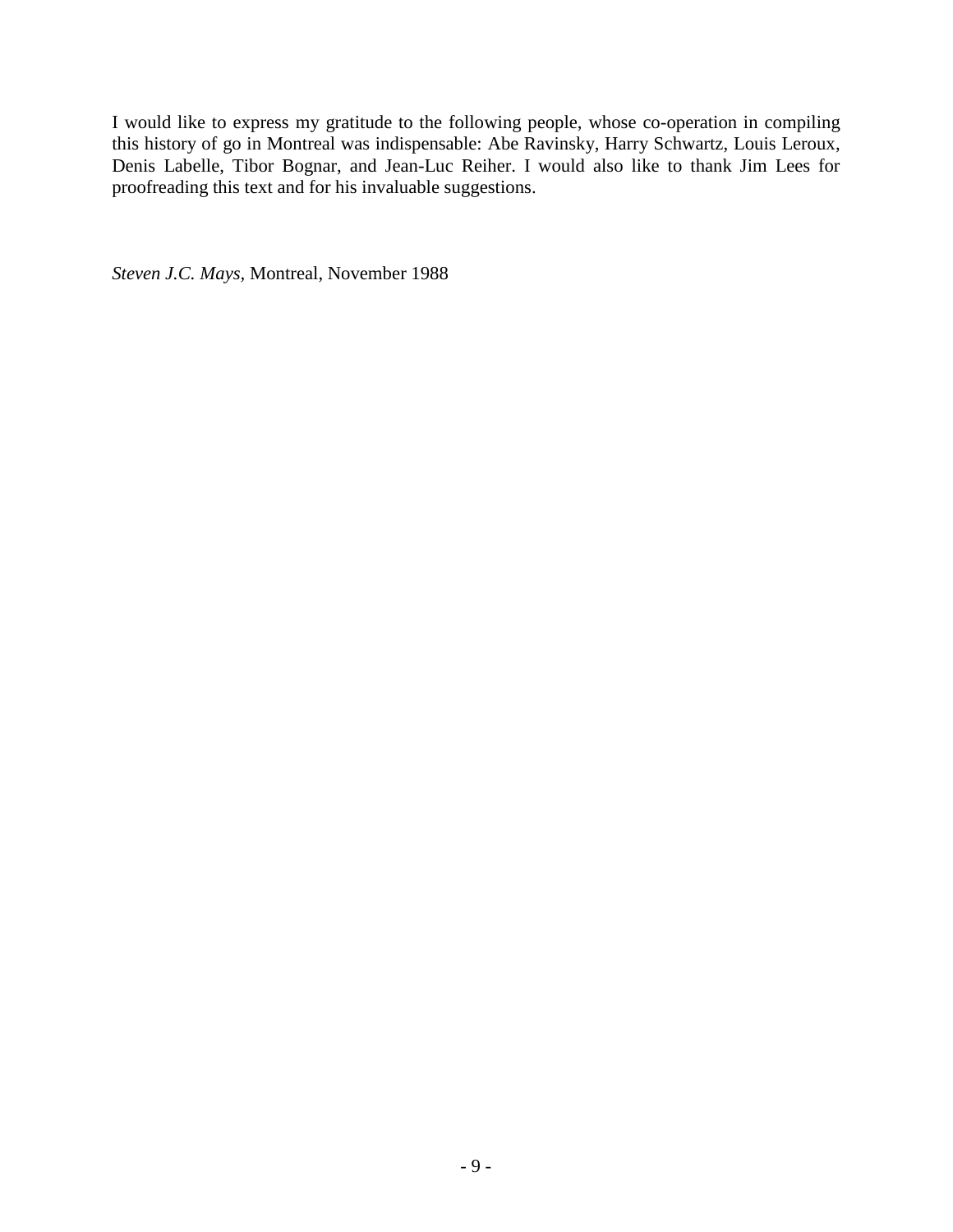I would like to express my gratitude to the following people, whose co-operation in compiling this history of go in Montreal was indispensable: Abe Ravinsky, Harry Schwartz, Louis Leroux, Denis Labelle, Tibor Bognar, and Jean-Luc Reiher. I would also like to thank Jim Lees for proofreading this text and for his invaluable suggestions.

*Steven J.C. Mays*, Montreal, November 1988